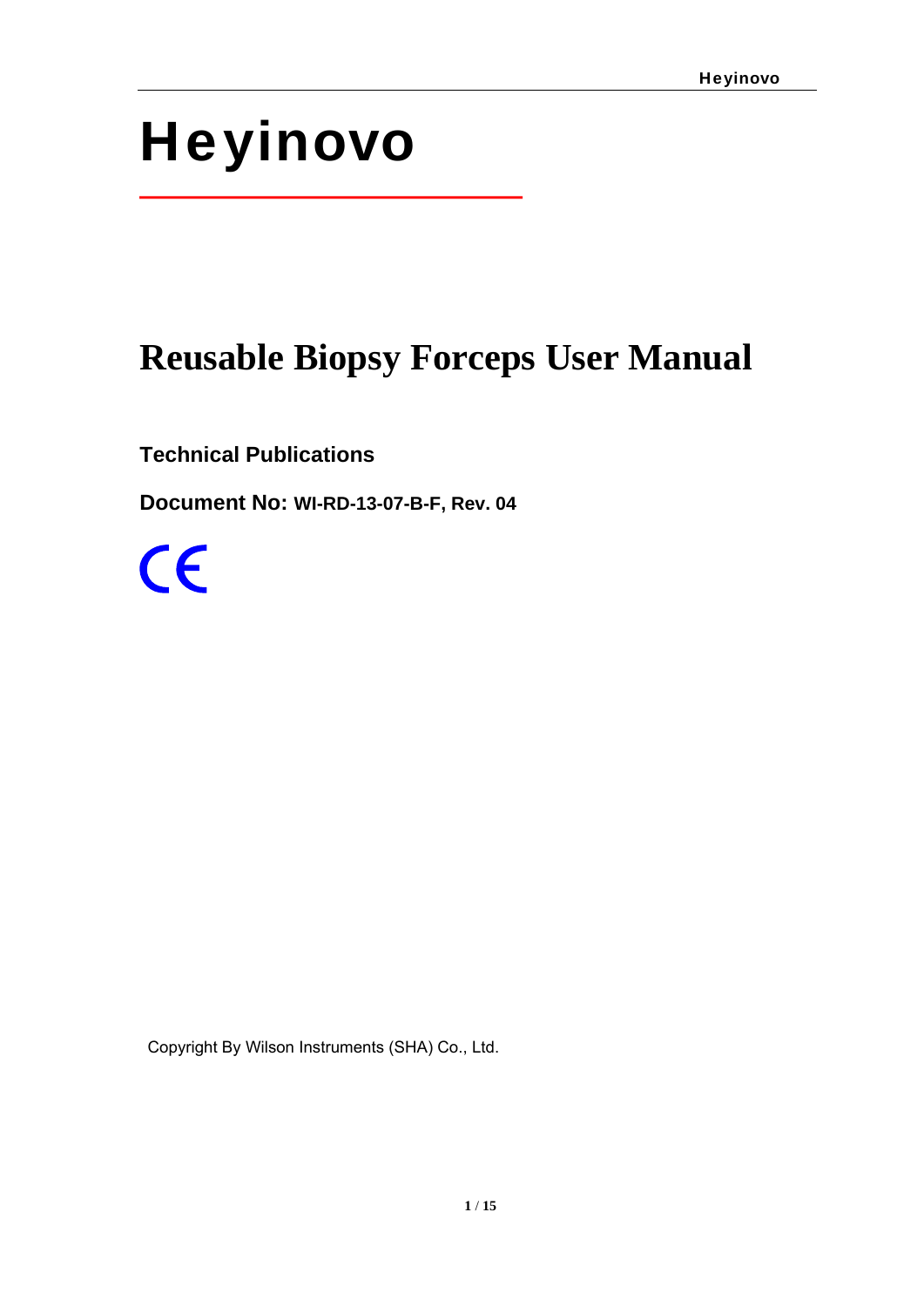# Heyinovo

# Reusable Biopsy Forceps User Manual

**Technical Publications**

**Document No: WI-RD-13-07-B-F, Rev. 04**

CE

Copyright By Wilson Instruments (SHA) Co., Ltd.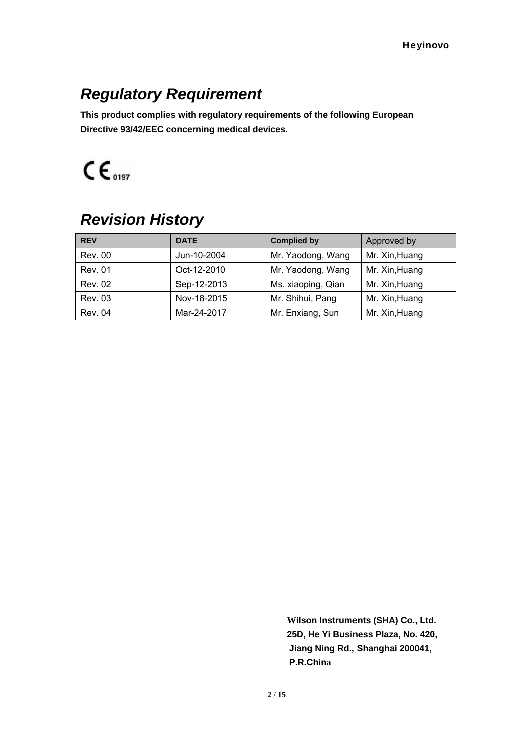## *Regulatory Requirement*

**This product complies with regulatory requirements of the following European Directive 93/42/EEC concerning medical devices.**

CE 0197

## *Revision History*

| REV | DATE | Complied by | Approved by |
|---|---|---|---|
| Rev. 00 | Jun-10-2004 | Mr. Yaodong, Wang | Mr. Xin,Huang |
| Rev. 01 | Oct-12-2010 | Mr. Yaodong, Wang | Mr. Xin,Huang |
| Rev. 02 | Sep-12-2013 | Ms. xiaoping, Qian | Mr. Xin,Huang |
| Rev. 03 | Nov-18-2015 | Mr. Shihui, Pang | Mr. Xin,Huang |
| Rev. 04 | Mar-24-2017 | Mr. Enxiang, Sun | Mr. Xin,Huang |

**Wilson Instruments (SHA) Co., Ltd.**
**25D, He Yi Business Plaza, No. 420,**
**Jiang Ning Rd., Shanghai 200041,**
**P.R.China**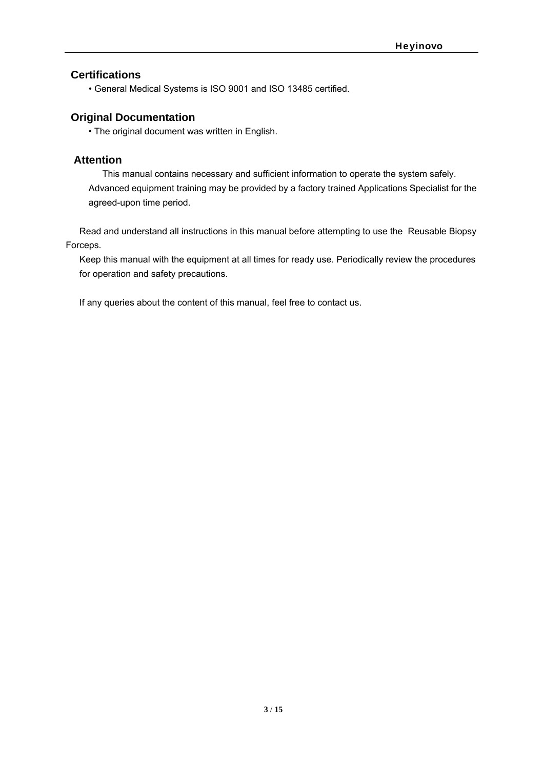## Certifications

• General Medical Systems is ISO 9001 and ISO 13485 certified.

## Original Documentation

• The original document was written in English.

## Attention

This manual contains necessary and sufficient information to operate the system safely. Advanced equipment training may be provided by a factory trained Applications Specialist for the agreed-upon time period.

Read and understand all instructions in this manual before attempting to use the Reusable Biopsy Forceps.

Keep this manual with the equipment at all times for ready use. Periodically review the procedures for operation and safety precautions.

If any queries about the content of this manual, feel free to contact us.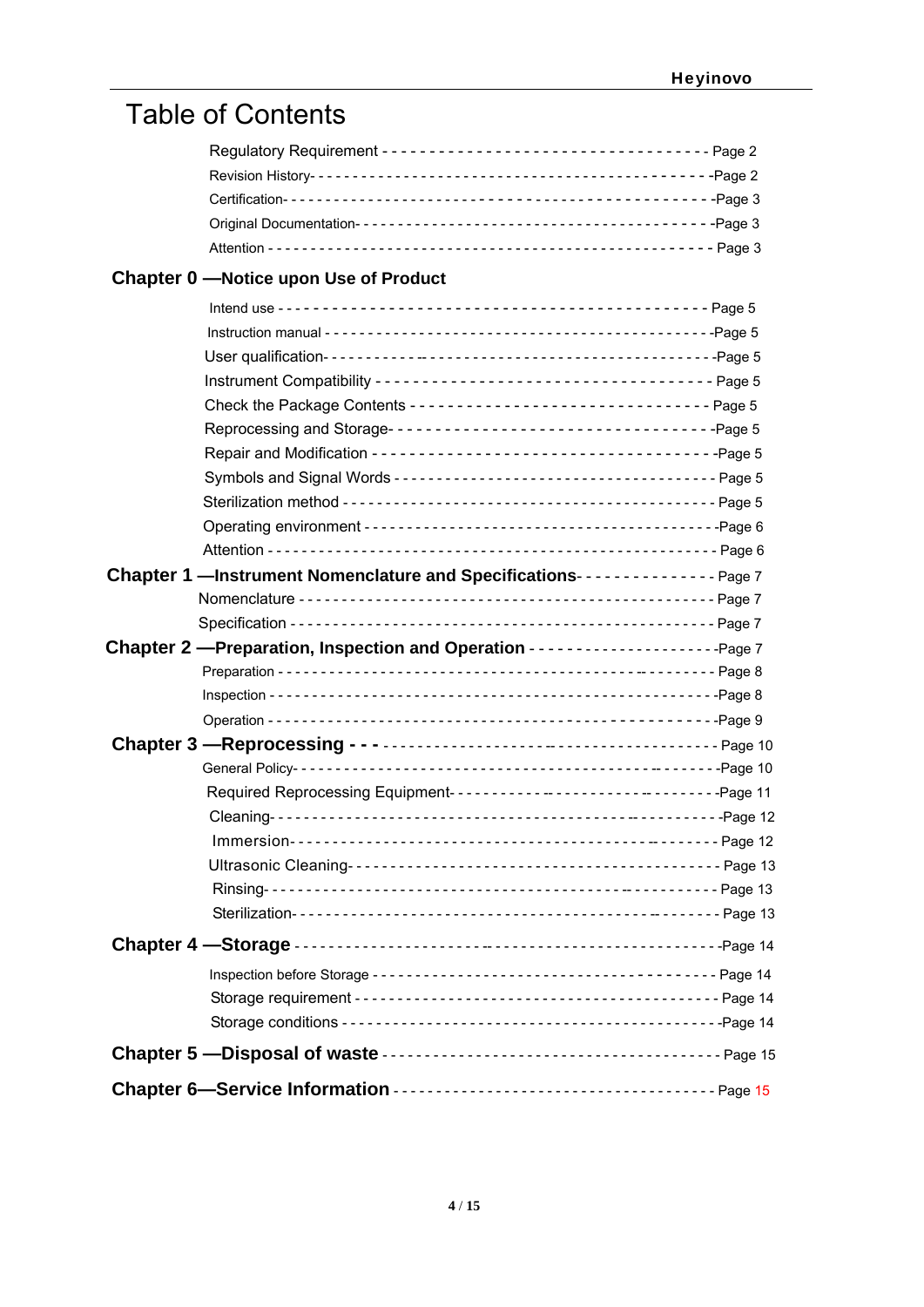# Table of Contents

Regulatory Requirement - - - - - - - - - - - - - - - - - - - - - - - - - - - - - - - - - - Page 2
Revision History- - - - - - - - - - - - - - - - - - - - - - - - - - - - - - - - - - - - - - - - -Page 2
Certification- - - - - - - - - - - - - - - - - - - - - - - - - - - - - - - - - - - - - - - - - - - -Page 3
Original Documentation- - - - - - - - - - - - - - - - - - - - - - - - - - - - - - - - - - - - -Page 3
Attention - - - - - - - - - - - - - - - - - - - - - - - - - - - - - - - - - - - - - - - - - - - - - - Page 3

**Chapter 0 —Notice upon Use of Product**

Intend use - - - - - - - - - - - - - - - - - - - - - - - - - - - - - - - - - - - - - - - - - - - - Page 5
Instruction manual - - - - - - - - - - - - - - - - - - - - - - - - - - - - - - - - - - - - - - - -Page 5
User qualification- - - - - - - - - - - - - - - - - - - - - - - - - - - - - - - - - - - - - - - - -Page 5
Instrument Compatibility - - - - - - - - - - - - - - - - - - - - - - - - - - - - - - - - - - - Page 5
Check the Package Contents - - - - - - - - - - - - - - - - - - - - - - - - - - - - - - - Page 5
Reprocessing and Storage- - - - - - - - - - - - - - - - - - - - - - - - - - - - - - - - - -Page 5
Repair and Modification - - - - - - - - - - - - - - - - - - - - - - - - - - - - - - - - - - -Page 5
Symbols and Signal Words - - - - - - - - - - - - - - - - - - - - - - - - - - - - - - - - - Page 5
Sterilization method - - - - - - - - - - - - - - - - - - - - - - - - - - - - - - - - - - - - - - Page 5
Operating environment - - - - - - - - - - - - - - - - - - - - - - - - - - - - - - - - - - - - -Page 6
Attention - - - - - - - - - - - - - - - - - - - - - - - - - - - - - - - - - - - - - - - - - - - - - - Page 6

**Chapter 1 —Instrument Nomenclature and Specifications**- - - - - - - - - - - - - - Page 7

Nomenclature - - - - - - - - - - - - - - - - - - - - - - - - - - - - - - - - - - - - - - - - - - - Page 7
Specification - - - - - - - - - - - - - - - - - - - - - - - - - - - - - - - - - - - - - - - - - - - Page 7

**Chapter 2 —Preparation, Inspection and Operation** - - - - - - - - - - - - - - - - - - - -Page 7

Preparation - - - - - - - - - - - - - - - - - - - - - - - - - - - - - - - - - - - - - - - - - - - - Page 8
Inspection - - - - - - - - - - - - - - - - - - - - - - - - - - - - - - - - - - - - - - - - - - - - -Page 8
Operation - - - - - - - - - - - - - - - - - - - - - - - - - - - - - - - - - - - - - - - - - - - - -Page 9

**Chapter 3 —Reprocessing - - -** - - - - - - - - - - - - - - - - - - - - - - - - - - - - - - - - - Page 10

General Policy- - - - - - - - - - - - - - - - - - - - - - - - - - - - - - - - - - - - - - - - - -Page 10
Required Reprocessing Equipment- - - - - - - - - - - - - - - - - - - - - - - - - - - - - -Page 11
Cleaning- - - - - - - - - - - - - - - - - - - - - - - - - - - - - - - - - - - - - - - - - - - - - -Page 12
Immersion- - - - - - - - - - - - - - - - - - - - - - - - - - - - - - - - - - - - - - - - - - - - Page 12
Ultrasonic Cleaning- - - - - - - - - - - - - - - - - - - - - - - - - - - - - - - - - - - - - - - Page 13
Rinsing- - - - - - - - - - - - - - - - - - - - - - - - - - - - - - - - - - - - - - - - - - - - - - Page 13
Sterilization- - - - - - - - - - - - - - - - - - - - - - - - - - - - - - - - - - - - - - - - - - - Page 13

**Chapter 4 —Storage** - - - - - - - - - - - - - - - - - - - - - - - - - - - - - - - - - - - - - - - - -Page 14

Inspection before Storage - - - - - - - - - - - - - - - - - - - - - - - - - - - - - - - - - - Page 14
Storage requirement - - - - - - - - - - - - - - - - - - - - - - - - - - - - - - - - - - - - - - Page 14
Storage conditions - - - - - - - - - - - - - - - - - - - - - - - - - - - - - - - - - - - - - - - -Page 14

**Chapter 5 —Disposal of waste** - - - - - - - - - - - - - - - - - - - - - - - - - - - - - - - - - Page 15

**Chapter 6—Service Information** - - - - - - - - - - - - - - - - - - - - - - - - - - - - - - - - Page 15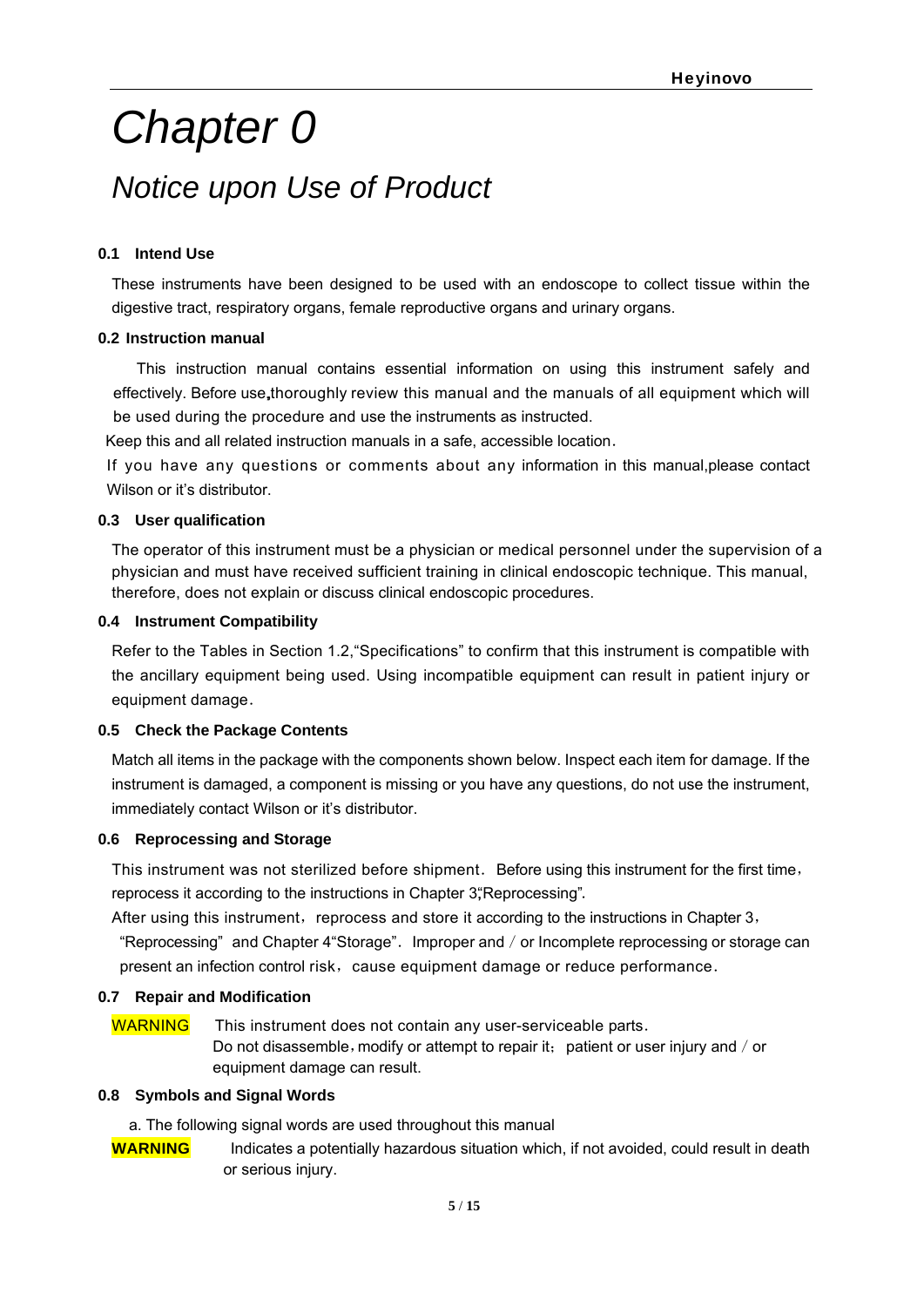# Chapter 0

## Notice upon Use of Product

### 0.1 Intend Use

These instruments have been designed to be used with an endoscope to collect tissue within the digestive tract, respiratory organs, female reproductive organs and urinary organs.

### 0.2 Instruction manual

This instruction manual contains essential information on using this instrument safely and effectively. Before use,thoroughly review this manual and the manuals of all equipment which will be used during the procedure and use the instruments as instructed.

Keep this and all related instruction manuals in a safe, accessible location.

If you have any questions or comments about any information in this manual,please contact Wilson or it's distributor.

### 0.3 User qualification

The operator of this instrument must be a physician or medical personnel under the supervision of a physician and must have received sufficient training in clinical endoscopic technique. This manual, therefore, does not explain or discuss clinical endoscopic procedures.

### 0.4 Instrument Compatibility

Refer to the Tables in Section 1.2,"Specifications" to confirm that this instrument is compatible with the ancillary equipment being used. Using incompatible equipment can result in patient injury or equipment damage.

### 0.5 Check the Package Contents

Match all items in the package with the components shown below. Inspect each item for damage. If the instrument is damaged, a component is missing or you have any questions, do not use the instrument, immediately contact Wilson or it's distributor.

### 0.6 Reprocessing and Storage

This instrument was not sterilized before shipment. Before using this instrument for the first time, reprocess it according to the instructions in Chapter 3,"Reprocessing".

After using this instrument, reprocess and store it according to the instructions in Chapter 3, "Reprocessing" and Chapter 4"Storage". Improper and / or Incomplete reprocessing or storage can present an infection control risk, cause equipment damage or reduce performance.

### 0.7 Repair and Modification

WARNING This instrument does not contain any user-serviceable parts. Do not disassemble, modify or attempt to repair it; patient or user injury and / or equipment damage can result.

### 0.8 Symbols and Signal Words

a. The following signal words are used throughout this manual

**WARNING** Indicates a potentially hazardous situation which, if not avoided, could result in death or serious injury.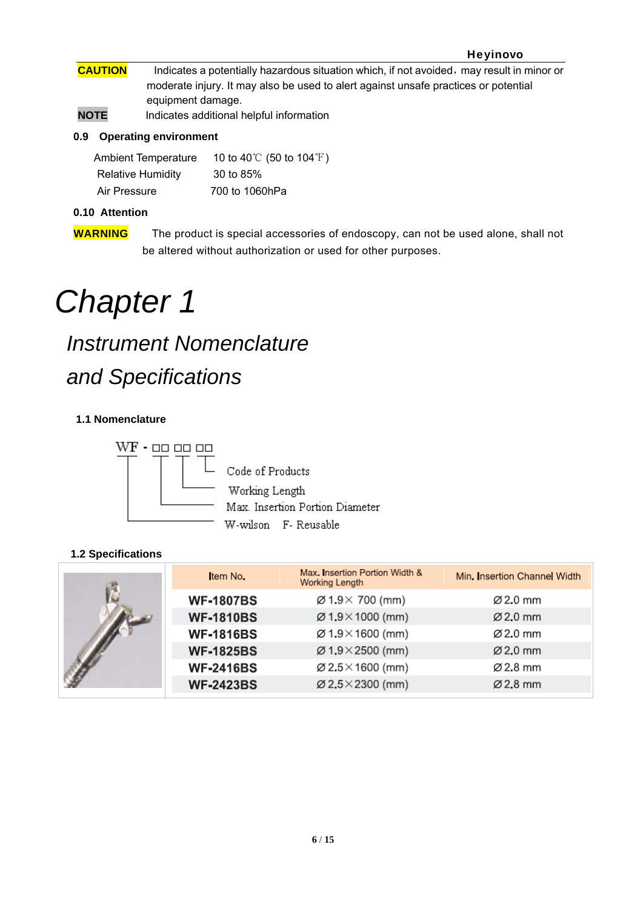**CAUTION** Indicates a potentially hazardous situation which, if not avoided，may result in minor or moderate injury. It may also be used to alert against unsafe practices or potential equipment damage.

**NOTE** Indicates additional helpful information

### 0.9 Operating environment

| | |
|---|---|
| Ambient Temperature | 10 to 40℃ (50 to 104℉) |
| Relative Humidity | 30 to 85% |
| Air Pressure | 700 to 1060hPa |

### 0.10 Attention

**WARNING** The product is special accessories of endoscopy, can not be used alone, shall not be altered without authorization or used for other purposes.

# *Chapter 1*

## *Instrument Nomenclature and Specifications*

### 1.1 Nomenclature

WF - □□ □□ □□

- □□ (third): Code of Products
- □□ (second): Working Length
- □□ (first): Max. Insertion Portion Diameter
- WF: W-wilson F- Reusable

### 1.2 Specifications

| Item No. | Max. Insertion Portion Width & Working Length | Min. Insertion Channel Width |
|---|---|---|
| **WF-1807BS** | Ø1.9× 700 (mm) | Ø2.0 mm |
| **WF-1810BS** | Ø1.9×1000 (mm) | Ø2.0 mm |
| **WF-1816BS** | Ø1.9×1600 (mm) | Ø2.0 mm |
| **WF-1825BS** | Ø1.9×2500 (mm) | Ø2.0 mm |
| **WF-2416BS** | Ø2.5×1600 (mm) | Ø2.8 mm |
| **WF-2423BS** | Ø2.5×2300 (mm) | Ø2.8 mm |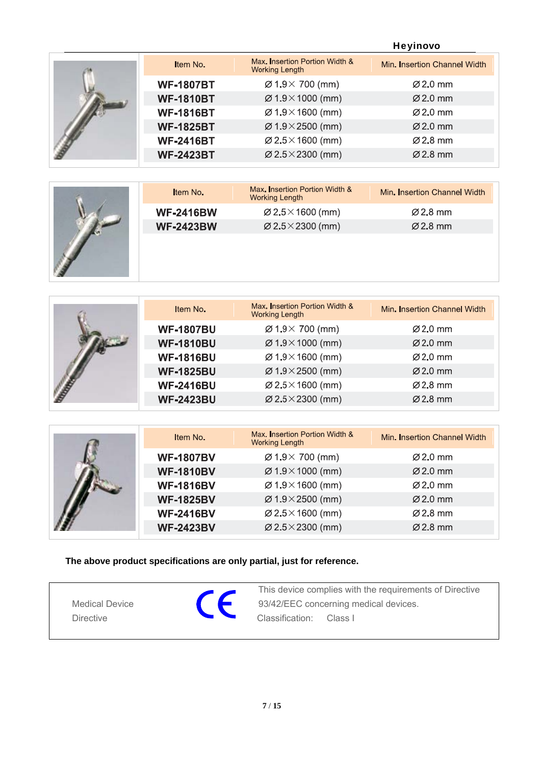| Item No. | Max. Insertion Portion Width & Working Length | Min. Insertion Channel Width |
|---|---|---|
| WF-1807BT | Ø 1.9× 700 (mm) | Ø 2.0 mm |
| WF-1810BT | Ø 1.9×1000 (mm) | Ø 2.0 mm |
| WF-1816BT | Ø 1.9×1600 (mm) | Ø 2.0 mm |
| WF-1825BT | Ø 1.9×2500 (mm) | Ø 2.0 mm |
| WF-2416BT | Ø 2.5×1600 (mm) | Ø 2.8 mm |
| WF-2423BT | Ø 2.5×2300 (mm) | Ø 2.8 mm |

| Item No. | Max. Insertion Portion Width & Working Length | Min. Insertion Channel Width |
|---|---|---|
| WF-2416BW | Ø 2.5×1600 (mm) | Ø 2.8 mm |
| WF-2423BW | Ø 2.5×2300 (mm) | Ø 2.8 mm |

| Item No. | Max. Insertion Portion Width & Working Length | Min. Insertion Channel Width |
|---|---|---|
| WF-1807BU | Ø 1.9× 700 (mm) | Ø 2.0 mm |
| WF-1810BU | Ø 1.9×1000 (mm) | Ø 2.0 mm |
| WF-1816BU | Ø 1.9×1600 (mm) | Ø 2.0 mm |
| WF-1825BU | Ø 1.9×2500 (mm) | Ø 2.0 mm |
| WF-2416BU | Ø 2.5×1600 (mm) | Ø 2.8 mm |
| WF-2423BU | Ø 2.5×2300 (mm) | Ø 2.8 mm |

| Item No. | Max. Insertion Portion Width & Working Length | Min. Insertion Channel Width |
|---|---|---|
| WF-1807BV | Ø 1.9× 700 (mm) | Ø 2.0 mm |
| WF-1810BV | Ø 1.9×1000 (mm) | Ø 2.0 mm |
| WF-1816BV | Ø 1.9×1600 (mm) | Ø 2.0 mm |
| WF-1825BV | Ø 1.9×2500 (mm) | Ø 2.0 mm |
| WF-2416BV | Ø 2.5×1600 (mm) | Ø 2.8 mm |
| WF-2423BV | Ø 2.5×2300 (mm) | Ø 2.8 mm |

**The above product specifications are only partial, just for reference.**

| Medical Device Directive | CE | This device complies with the requirements of Directive 93/42/EEC concerning medical devices. Classification: Class I |
|---|---|---|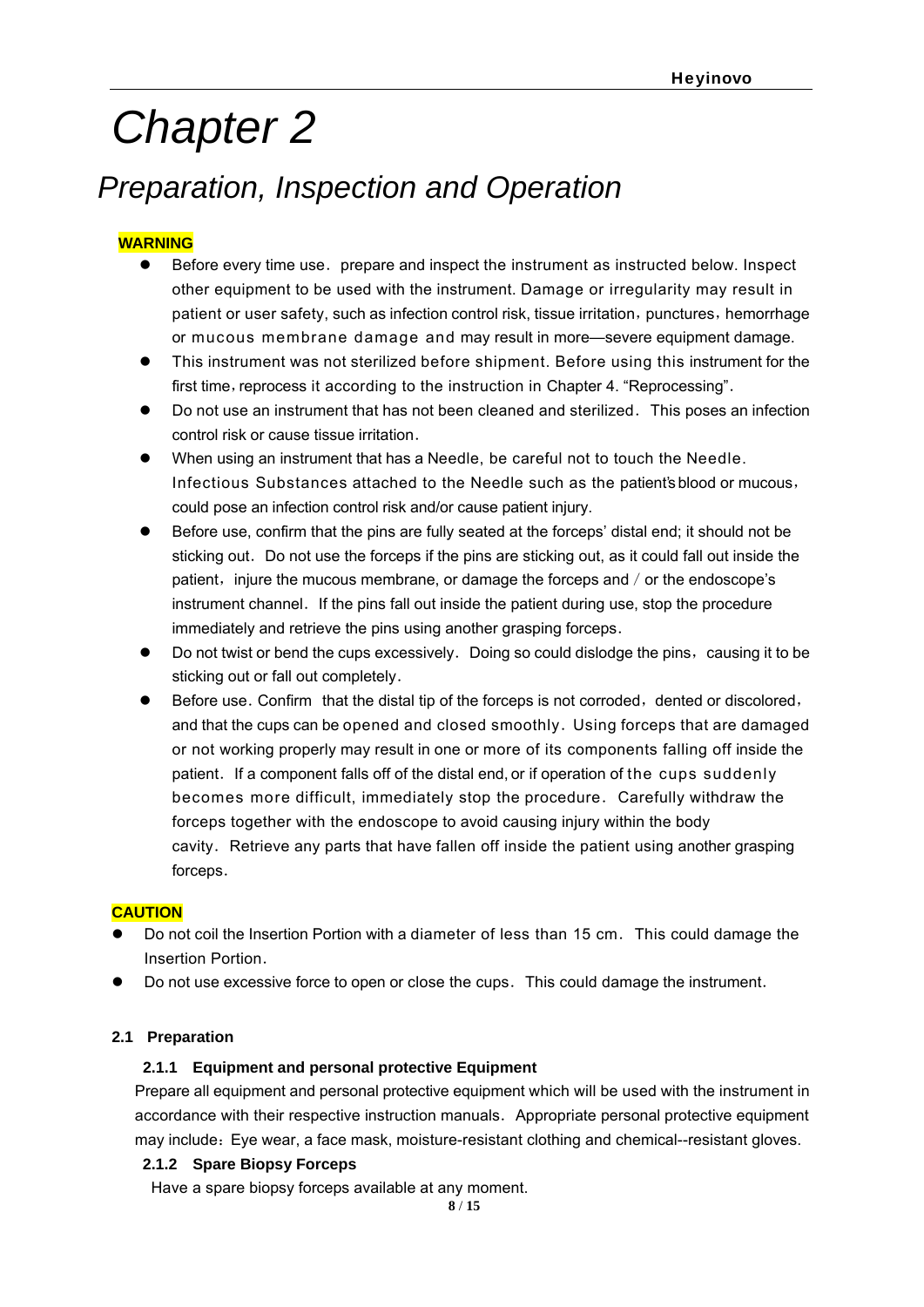# Chapter 2

## Preparation, Inspection and Operation

**WARNING**

- Before every time use．prepare and inspect the instrument as instructed below. Inspect other equipment to be used with the instrument. Damage or irregularity may result in patient or user safety, such as infection control risk, tissue irritation，punctures，hemorrhage or mucous membrane damage and may result in more—severe equipment damage.
- This instrument was not sterilized before shipment. Before using this instrument for the first time，reprocess it according to the instruction in Chapter 4. “Reprocessing”.
- Do not use an instrument that has not been cleaned and sterilized． This poses an infection control risk or cause tissue irritation．
- When using an instrument that has a Needle, be careful not to touch the Needle. Infectious Substances attached to the Needle such as the patient's blood or mucous，could pose an infection control risk and/or cause patient injury.
- Before use, confirm that the pins are fully seated at the forceps' distal end; it should not be sticking out． Do not use the forceps if the pins are sticking out, as it could fall out inside the patient，injure the mucous membrane, or damage the forceps and / or the endoscope's instrument channel． If the pins fall out inside the patient during use, stop the procedure immediately and retrieve the pins using another grasping forceps．
- Do not twist or bend the cups excessively． Doing so could dislodge the pins，causing it to be sticking out or fall out completely．
- Before use．Confirm that the distal tip of the forceps is not corroded，dented or discolored，and that the cups can be opened and closed smoothly．Using forceps that are damaged or not working properly may result in one or more of its components falling off inside the patient． If a component falls off of the distal end, or if operation of the cups suddenly becomes more difficult, immediately stop the procedure． Carefully withdraw the forceps together with the endoscope to avoid causing injury within the body cavity． Retrieve any parts that have fallen off inside the patient using another grasping forceps．

**CAUTION**

- Do not coil the Insertion Portion with a diameter of less than 15 cm． This could damage the Insertion Portion．
- Do not use excessive force to open or close the cups． This could damage the instrument．

### 2.1 Preparation

#### 2.1.1 Equipment and personal protective Equipment

Prepare all equipment and personal protective equipment which will be used with the instrument in accordance with their respective instruction manuals． Appropriate personal protective equipment may include：Eye wear, a face mask, moisture-resistant clothing and chemical--resistant gloves.

#### 2.1.2 Spare Biopsy Forceps

Have a spare biopsy forceps available at any moment.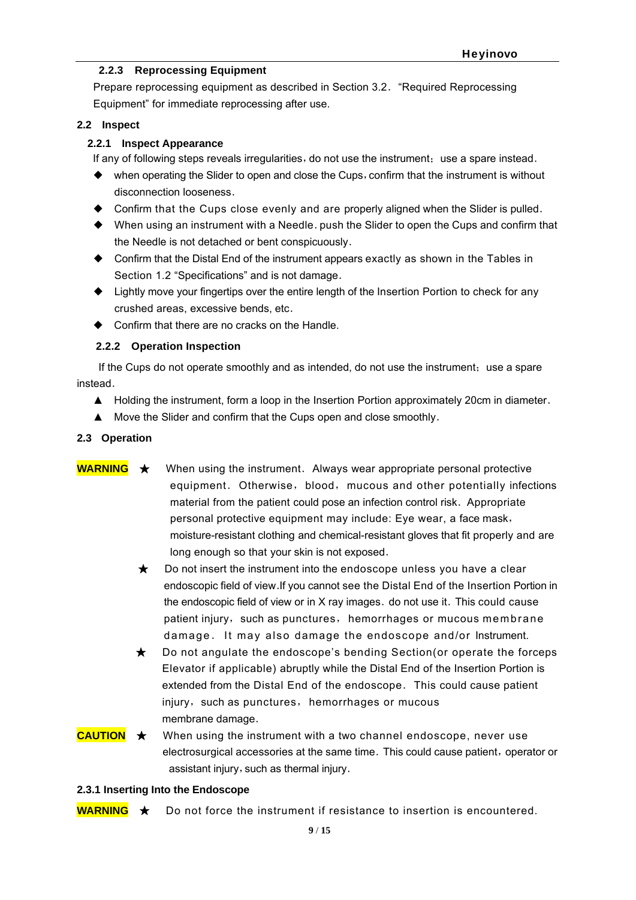### 2.2.3 Reprocessing Equipment

Prepare reprocessing equipment as described in Section 3.2. "Required Reprocessing Equipment" for immediate reprocessing after use.

## 2.2 Inspect

### 2.2.1 Inspect Appearance

If any of following steps reveals irregularities，do not use the instrument; use a spare instead.

- when operating the Slider to open and close the Cups，confirm that the instrument is without disconnection looseness.
- Confirm that the Cups close evenly and are properly aligned when the Slider is pulled.
- When using an instrument with a Needle. push the Slider to open the Cups and confirm that the Needle is not detached or bent conspicuously.
- Confirm that the Distal End of the instrument appears exactly as shown in the Tables in Section 1.2 "Specifications" and is not damage.
- Lightly move your fingertips over the entire length of the Insertion Portion to check for any crushed areas, excessive bends, etc.
- Confirm that there are no cracks on the Handle.

### 2.2.2 Operation Inspection

If the Cups do not operate smoothly and as intended, do not use the instrument; use a spare instead.

▲ Holding the instrument, form a loop in the Insertion Portion approximately 20cm in diameter.

▲ Move the Slider and confirm that the Cups open and close smoothly.

## 2.3 Operation

**WARNING** ★ When using the instrument. Always wear appropriate personal protective equipment. Otherwise，blood，mucous and other potentially infections material from the patient could pose an infection control risk. Appropriate personal protective equipment may include: Eye wear, a face mask，moisture-resistant clothing and chemical-resistant gloves that fit properly and are long enough so that your skin is not exposed.

★ Do not insert the instrument into the endoscope unless you have a clear endoscopic field of view.If you cannot see the Distal End of the Insertion Portion in the endoscopic field of view or in X ray images. do not use it. This could cause patient injury，such as punctures，hemorrhages or mucous membrane damage. It may also damage the endoscope and/or Instrument.

★ Do not angulate the endoscope's bending Section(or operate the forceps Elevator if applicable) abruptly while the Distal End of the Insertion Portion is extended from the Distal End of the endoscope. This could cause patient injury，such as punctures，hemorrhages or mucous membrane damage.

**CAUTION** ★ When using the instrument with a two channel endoscope, never use electrosurgical accessories at the same time. This could cause patient，operator or assistant injury，such as thermal injury.

### 2.3.1 Inserting Into the Endoscope

**WARNING** ★ Do not force the instrument if resistance to insertion is encountered.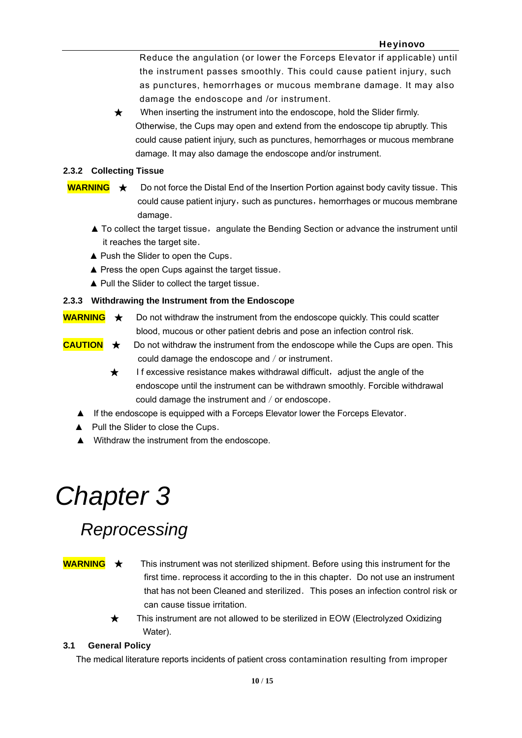Reduce the angulation (or lower the Forceps Elevator if applicable) until the instrument passes smoothly. This could cause patient injury, such as punctures, hemorrhages or mucous membrane damage. It may also damage the endoscope and /or instrument.

★ When inserting the instrument into the endoscope, hold the Slider firmly. Otherwise, the Cups may open and extend from the endoscope tip abruptly. This could cause patient injury, such as punctures, hemorrhages or mucous membrane damage. It may also damage the endoscope and/or instrument.

### 2.3.2 Collecting Tissue

**WARNING** ★ Do not force the Distal End of the Insertion Portion against body cavity tissue. This could cause patient injury, such as punctures, hemorrhages or mucous membrane damage.

- ▲ To collect the target tissue, angulate the Bending Section or advance the instrument until it reaches the target site.
- ▲ Push the Slider to open the Cups.
- ▲ Press the open Cups against the target tissue.
- ▲ Pull the Slider to collect the target tissue.

### 2.3.3 Withdrawing the Instrument from the Endoscope

**WARNING** ★ Do not withdraw the instrument from the endoscope quickly. This could scatter blood, mucous or other patient debris and pose an infection control risk.

**CAUTION** ★ Do not withdraw the instrument from the endoscope while the Cups are open. This could damage the endoscope and / or instrument.

★ I f excessive resistance makes withdrawal difficult, adjust the angle of the endoscope until the instrument can be withdrawn smoothly. Forcible withdrawal could damage the instrument and / or endoscope.

- ▲ If the endoscope is equipped with a Forceps Elevator lower the Forceps Elevator.
- ▲ Pull the Slider to close the Cups.
- ▲ Withdraw the instrument from the endoscope.

# *Chapter 3*

## *Reprocessing*

**WARNING** ★ This instrument was not sterilized shipment. Before using this instrument for the first time. reprocess it according to the in this chapter. Do not use an instrument that has not been Cleaned and sterilized. This poses an infection control risk or can cause tissue irritation.

★ This instrument are not allowed to be sterilized in EOW (Electrolyzed Oxidizing Water).

### 3.1 General Policy

The medical literature reports incidents of patient cross contamination resulting from improper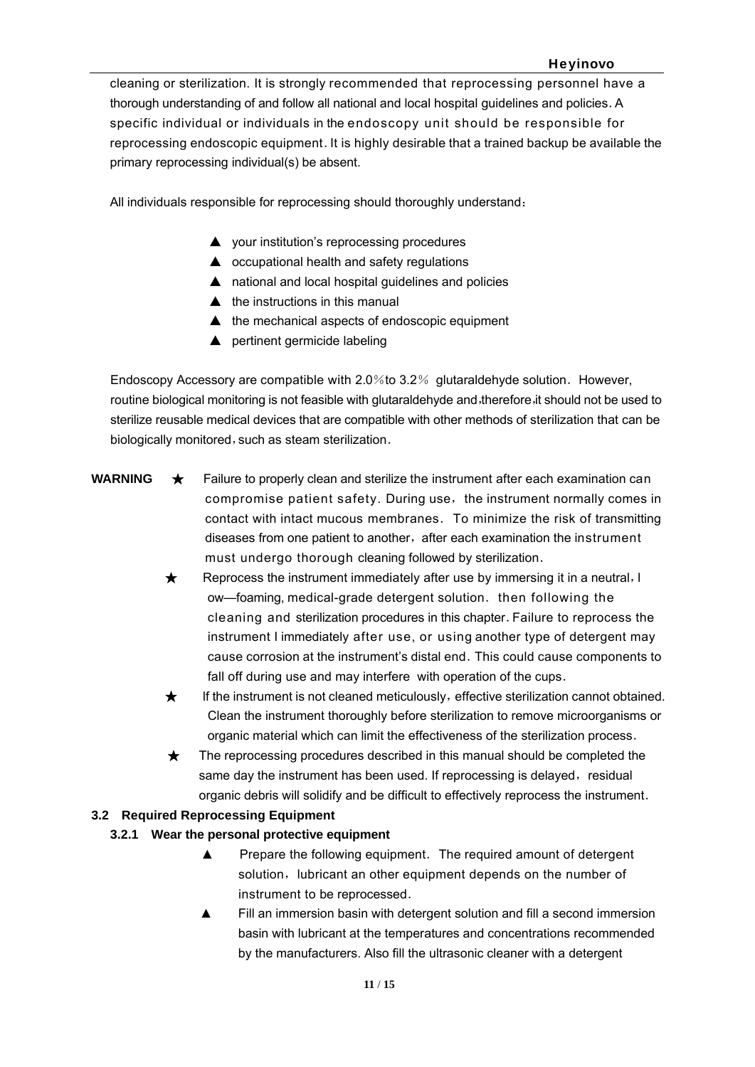cleaning or sterilization. It is strongly recommended that reprocessing personnel have a thorough understanding of and follow all national and local hospital guidelines and policies. A specific individual or individuals in the endoscopy unit should be responsible for reprocessing endoscopic equipment. It is highly desirable that a trained backup be available the primary reprocessing individual(s) be absent.

All individuals responsible for reprocessing should thoroughly understand：

- ▲ your institution's reprocessing procedures
- ▲ occupational health and safety regulations
- ▲ national and local hospital guidelines and policies
- ▲ the instructions in this manual
- ▲ the mechanical aspects of endoscopic equipment
- ▲ pertinent germicide labeling

Endoscopy Accessory are compatible with 2.0％to 3.2％ glutaraldehyde solution. However, routine biological monitoring is not feasible with glutaraldehyde and，therefore，it should not be used to sterilize reusable medical devices that are compatible with other methods of sterilization that can be biologically monitored，such as steam sterilization.

**WARNING**

- ★ Failure to properly clean and sterilize the instrument after each examination can compromise patient safety. During use，the instrument normally comes in contact with intact mucous membranes. To minimize the risk of transmitting diseases from one patient to another，after each examination the instrument must undergo thorough cleaning followed by sterilization.
- ★ Reprocess the instrument immediately after use by immersing it in a neutral，l ow—foaming, medical-grade detergent solution. then following the cleaning and sterilization procedures in this chapter. Failure to reprocess the instrument l immediately after use, or using another type of detergent may cause corrosion at the instrument's distal end. This could cause components to fall off during use and may interfere with operation of the cups.
- ★ If the instrument is not cleaned meticulously，effective sterilization cannot obtained. Clean the instrument thoroughly before sterilization to remove microorganisms or organic material which can limit the effectiveness of the sterilization process.
- ★ The reprocessing procedures described in this manual should be completed the same day the instrument has been used. If reprocessing is delayed，residual organic debris will solidify and be difficult to effectively reprocess the instrument.

## 3.2 Required Reprocessing Equipment

### 3.2.1 Wear the personal protective equipment

- ▲ Prepare the following equipment. The required amount of detergent solution，lubricant an other equipment depends on the number of instrument to be reprocessed.
- ▲ Fill an immersion basin with detergent solution and fill a second immersion basin with lubricant at the temperatures and concentrations recommended by the manufacturers. Also fill the ultrasonic cleaner with a detergent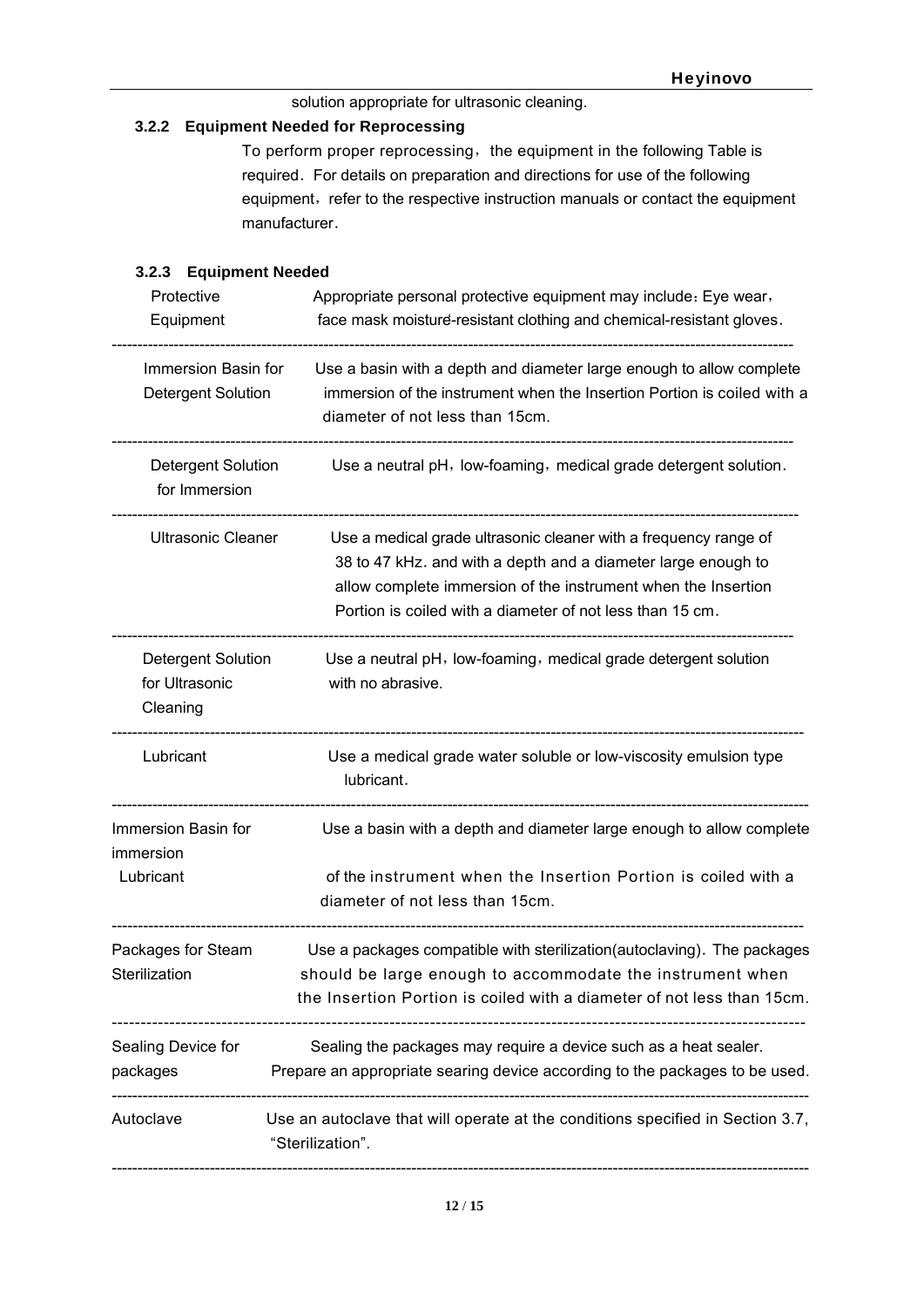solution appropriate for ultrasonic cleaning.

### 3.2.2 Equipment Needed for Reprocessing

To perform proper reprocessing, the equipment in the following Table is required. For details on preparation and directions for use of the following equipment, refer to the respective instruction manuals or contact the equipment manufacturer.

### 3.2.3 Equipment Needed

| Equipment | Description |
|---|---|
| Protective Equipment | Appropriate personal protective equipment may include: Eye wear, face mask moisture-resistant clothing and chemical-resistant gloves. |
| Immersion Basin for Detergent Solution | Use a basin with a depth and diameter large enough to allow complete immersion of the instrument when the Insertion Portion is coiled with a diameter of not less than 15cm. |
| Detergent Solution for Immersion | Use a neutral pH, low-foaming, medical grade detergent solution. |
| Ultrasonic Cleaner | Use a medical grade ultrasonic cleaner with a frequency range of 38 to 47 kHz. and with a depth and a diameter large enough to allow complete immersion of the instrument when the Insertion Portion is coiled with a diameter of not less than 15 cm. |
| Detergent Solution for Ultrasonic Cleaning | Use a neutral pH, low-foaming, medical grade detergent solution with no abrasive. |
| Lubricant | Use a medical grade water soluble or low-viscosity emulsion type lubricant. |
| Immersion Basin for immersion Lubricant | Use a basin with a depth and diameter large enough to allow complete of the instrument when the Insertion Portion is coiled with a diameter of not less than 15cm. |
| Packages for Steam Sterilization | Use a packages compatible with sterilization(autoclaving). The packages should be large enough to accommodate the instrument when the Insertion Portion is coiled with a diameter of not less than 15cm. |
| Sealing Device for packages | Sealing the packages may require a device such as a heat sealer. Prepare an appropriate searing device according to the packages to be used. |
| Autoclave | Use an autoclave that will operate at the conditions specified in Section 3.7, "Sterilization". |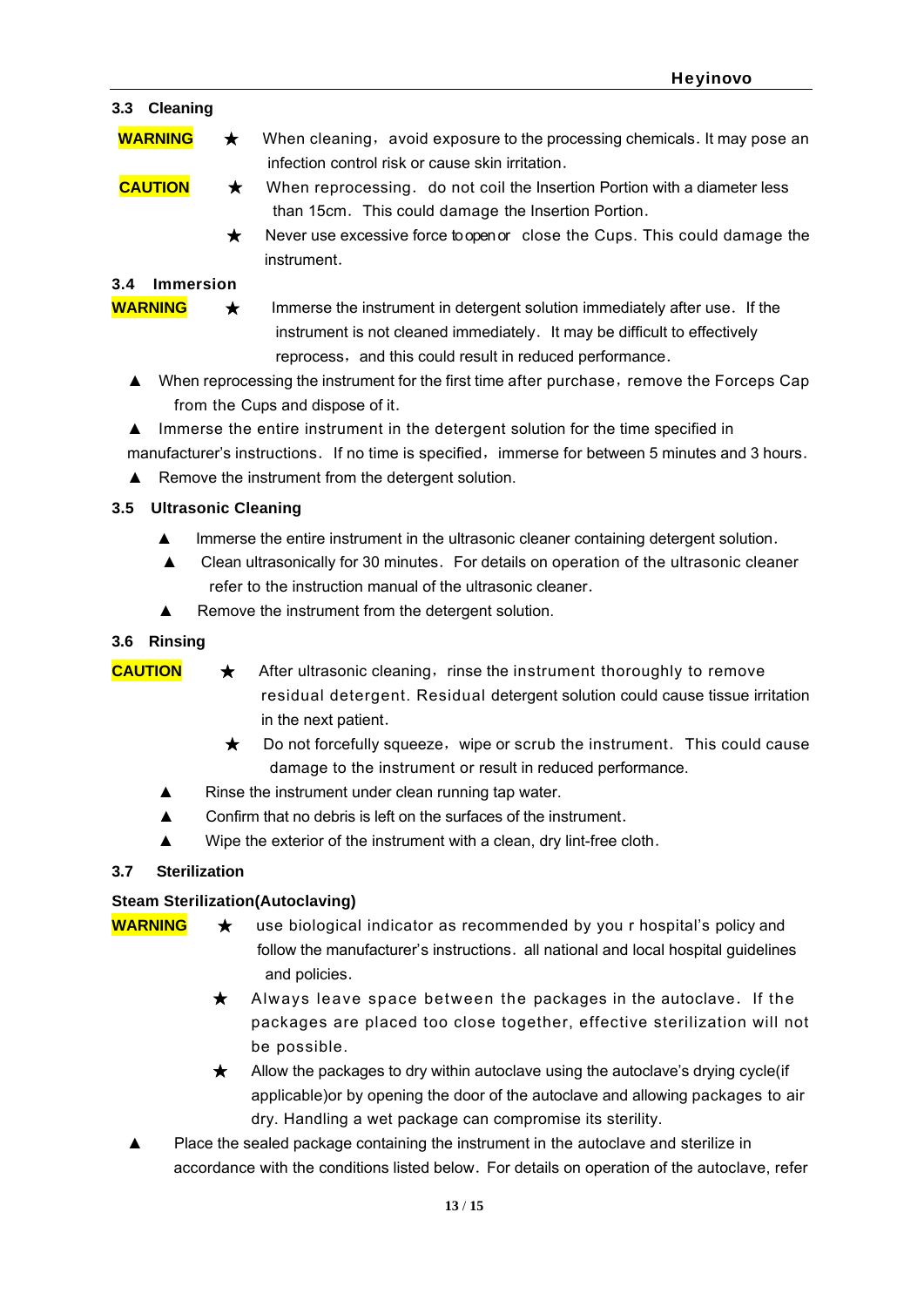### 3.3 Cleaning

**WARNING** ★ When cleaning，avoid exposure to the processing chemicals. It may pose an infection control risk or cause skin irritation.

**CAUTION** ★ When reprocessing. do not coil the Insertion Portion with a diameter less than 15cm. This could damage the Insertion Portion.

★ Never use excessive force to open or close the Cups. This could damage the instrument.

### 3.4 Immersion

**WARNING** ★ Immerse the instrument in detergent solution immediately after use. If the instrument is not cleaned immediately. It may be difficult to effectively reprocess，and this could result in reduced performance.

▲ When reprocessing the instrument for the first time after purchase，remove the Forceps Cap from the Cups and dispose of it.

▲ Immerse the entire instrument in the detergent solution for the time specified in manufacturer's instructions. If no time is specified，immerse for between 5 minutes and 3 hours.

▲ Remove the instrument from the detergent solution.

### 3.5 Ultrasonic Cleaning

▲ Immerse the entire instrument in the ultrasonic cleaner containing detergent solution.

▲ Clean ultrasonically for 30 minutes. For details on operation of the ultrasonic cleaner refer to the instruction manual of the ultrasonic cleaner.

▲ Remove the instrument from the detergent solution.

### 3.6 Rinsing

**CAUTION** ★ After ultrasonic cleaning，rinse the instrument thoroughly to remove residual detergent. Residual detergent solution could cause tissue irritation in the next patient.

★ Do not forcefully squeeze，wipe or scrub the instrument. This could cause damage to the instrument or result in reduced performance.

▲ Rinse the instrument under clean running tap water.

▲ Confirm that no debris is left on the surfaces of the instrument.

▲ Wipe the exterior of the instrument with a clean, dry lint-free cloth.

### 3.7 Sterilization

**Steam Sterilization(Autoclaving)**

**WARNING** ★ use biological indicator as recommended by you r hospital's policy and follow the manufacturer's instructions. all national and local hospital guidelines and policies.

★ Always leave space between the packages in the autoclave. If the packages are placed too close together, effective sterilization will not be possible.

★ Allow the packages to dry within autoclave using the autoclave's drying cycle(if applicable)or by opening the door of the autoclave and allowing packages to air dry. Handling a wet package can compromise its sterility.

▲ Place the sealed package containing the instrument in the autoclave and sterilize in accordance with the conditions listed below. For details on operation of the autoclave, refer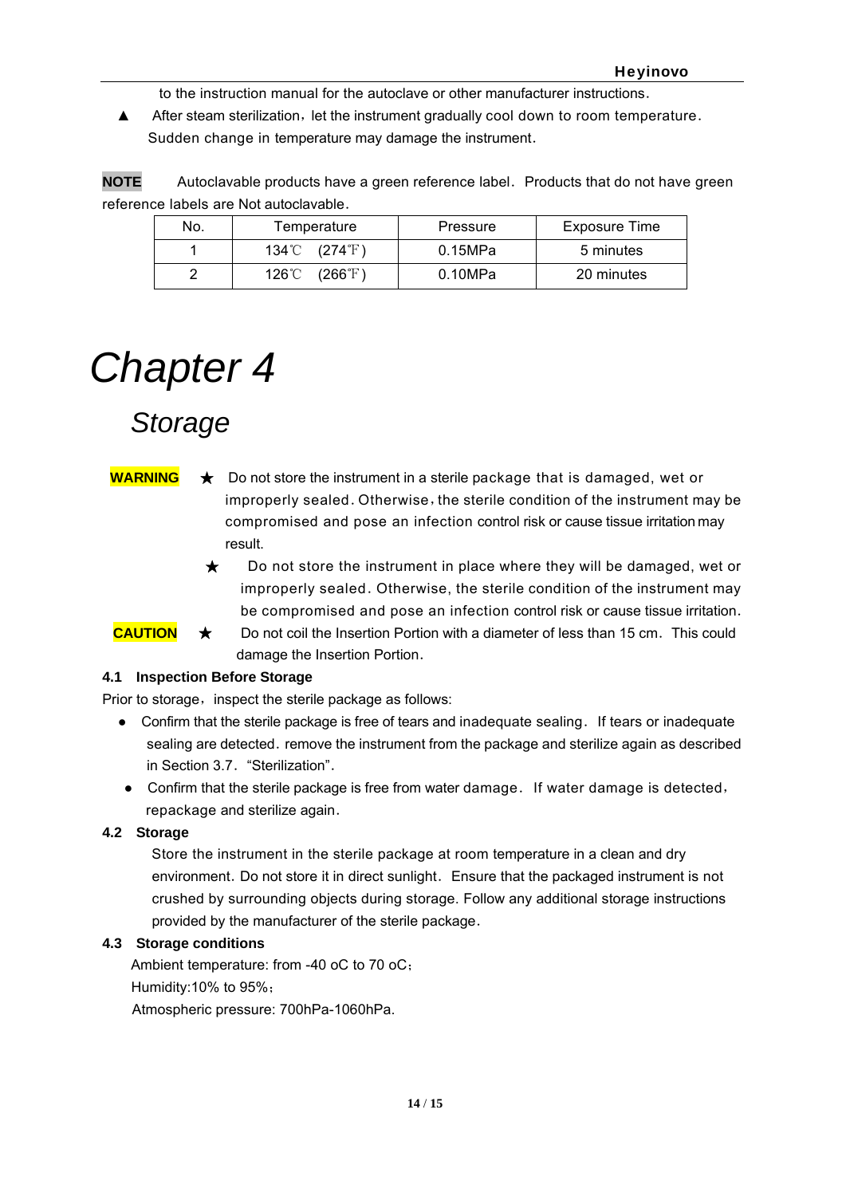to the instruction manual for the autoclave or other manufacturer instructions.

▲ After steam sterilization，let the instrument gradually cool down to room temperature. Sudden change in temperature may damage the instrument.

**NOTE** Autoclavable products have a green reference label. Products that do not have green reference labels are Not autoclavable.

| No. | Temperature | Pressure | Exposure Time |
|---|---|---|---|
| 1 | 134℃ (274℉) | 0.15MPa | 5 minutes |
| 2 | 126℃ (266℉) | 0.10MPa | 20 minutes |

# *Chapter 4*

## *Storage*

**WARNING** ★ Do not store the instrument in a sterile package that is damaged, wet or improperly sealed. Otherwise，the sterile condition of the instrument may be compromised and pose an infection control risk or cause tissue irritation may result.

★ Do not store the instrument in place where they will be damaged, wet or improperly sealed. Otherwise, the sterile condition of the instrument may be compromised and pose an infection control risk or cause tissue irritation.

**CAUTION** ★ Do not coil the Insertion Portion with a diameter of less than 15 cm. This could damage the Insertion Portion.

### 4.1 Inspection Before Storage

Prior to storage，inspect the sterile package as follows:

- Confirm that the sterile package is free of tears and inadequate sealing. If tears or inadequate sealing are detected. remove the instrument from the package and sterilize again as described in Section 3.7. “Sterilization”.
- Confirm that the sterile package is free from water damage. If water damage is detected，repackage and sterilize again.

### 4.2 Storage

Store the instrument in the sterile package at room temperature in a clean and dry environment. Do not store it in direct sunlight. Ensure that the packaged instrument is not crushed by surrounding objects during storage. Follow any additional storage instructions provided by the manufacturer of the sterile package.

### 4.3 Storage conditions

Ambient temperature: from -40 oC to 70 oC；

Humidity:10% to 95%；

Atmospheric pressure: 700hPa-1060hPa.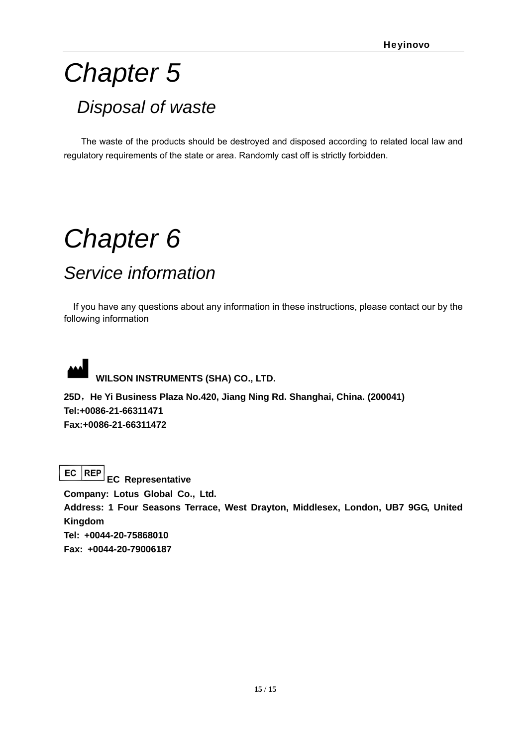# *Chapter 5*

## *Disposal of waste*

The waste of the products should be destroyed and disposed according to related local law and regulatory requirements of the state or area. Randomly cast off is strictly forbidden.

# *Chapter 6*

## *Service information*

If you have any questions about any information in these instructions, please contact our by the following information

**WILSON INSTRUMENTS (SHA) CO., LTD.**

**25D，He Yi Business Plaza No.420, Jiang Ning Rd. Shanghai, China. (200041)**
**Tel:+0086-21-66311471**
**Fax:+0086-21-66311472**

EC REP **EC Representative**

**Company: Lotus Global Co., Ltd.**
**Address: 1 Four Seasons Terrace, West Drayton, Middlesex, London, UB7 9GG, United Kingdom**
**Tel: +0044-20-75868010**
**Fax: +0044-20-79006187**